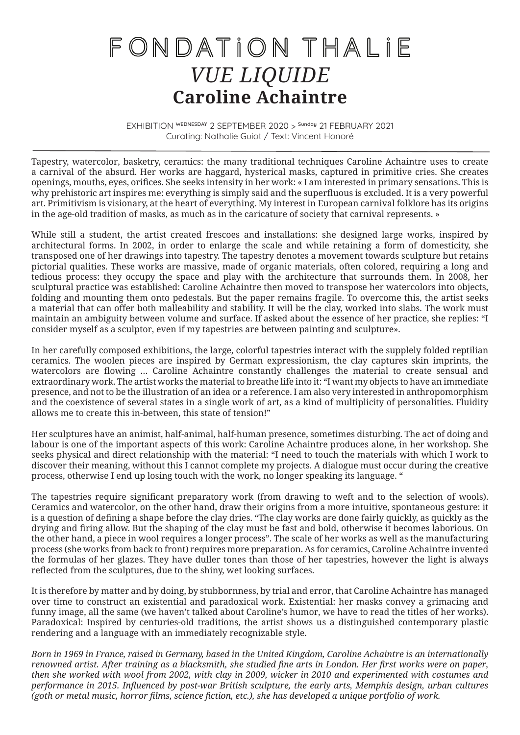# FONDATiON THALiE

## *VUE LIQUIDE*

## **Caroline Achaintre**

EXHIBITION WEDNESDAY 2 SEPTEMBER 2020 > Sunday 21 FEBRUARY 2021
Curating: Nathalie Guiot / Text: Vincent Honoré

---

Tapestry, watercolor, basketry, ceramics: the many traditional techniques Caroline Achaintre uses to create a carnival of the absurd. Her works are haggard, hysterical masks, captured in primitive cries. She creates openings, mouths, eyes, orifices. She seeks intensity in her work: « I am interested in primary sensations. This is why prehistoric art inspires me: everything is simply said and the superfluous is excluded. It is a very powerful art. Primitivism is visionary, at the heart of everything. My interest in European carnival folklore has its origins in the age-old tradition of masks, as much as in the caricature of society that carnival represents. »

While still a student, the artist created frescoes and installations: she designed large works, inspired by architectural forms. In 2002, in order to enlarge the scale and while retaining a form of domesticity, she transposed one of her drawings into tapestry. The tapestry denotes a movement towards sculpture but retains pictorial qualities. These works are massive, made of organic materials, often colored, requiring a long and tedious process: they occupy the space and play with the architecture that surrounds them. In 2008, her sculptural practice was established: Caroline Achaintre then moved to transpose her watercolors into objects, folding and mounting them onto pedestals. But the paper remains fragile. To overcome this, the artist seeks a material that can offer both malleability and stability. It will be the clay, worked into slabs. The work must maintain an ambiguity between volume and surface. If asked about the essence of her practice, she replies: "I consider myself as a sculptor, even if my tapestries are between painting and sculpture».

In her carefully composed exhibitions, the large, colorful tapestries interact with the supplely folded reptilian ceramics. The woolen pieces are inspired by German expressionism, the clay captures skin imprints, the watercolors are flowing ... Caroline Achaintre constantly challenges the material to create sensual and extraordinary work. The artist works the material to breathe life into it: "I want my objects to have an immediate presence, and not to be the illustration of an idea or a reference. I am also very interested in anthropomorphism and the coexistence of several states in a single work of art, as a kind of multiplicity of personalities. Fluidity allows me to create this in-between, this state of tension!"

Her sculptures have an animist, half-animal, half-human presence, sometimes disturbing. The act of doing and labour is one of the important aspects of this work: Caroline Achaintre produces alone, in her workshop. She seeks physical and direct relationship with the material: "I need to touch the materials with which I work to discover their meaning, without this I cannot complete my projects. A dialogue must occur during the creative process, otherwise I end up losing touch with the work, no longer speaking its language. "

The tapestries require significant preparatory work (from drawing to weft and to the selection of wools). Ceramics and watercolor, on the other hand, draw their origins from a more intuitive, spontaneous gesture: it is a question of defining a shape before the clay dries. "The clay works are done fairly quickly, as quickly as the drying and firing allow. But the shaping of the clay must be fast and bold, otherwise it becomes laborious. On the other hand, a piece in wool requires a longer process". The scale of her works as well as the manufacturing process (she works from back to front) requires more preparation. As for ceramics, Caroline Achaintre invented the formulas of her glazes. They have duller tones than those of her tapestries, however the light is always reflected from the sculptures, due to the shiny, wet looking surfaces.

It is therefore by matter and by doing, by stubbornness, by trial and error, that Caroline Achaintre has managed over time to construct an existential and paradoxical work. Existential: her masks convey a grimacing and funny image, all the same (we haven't talked about Caroline's humor, we have to read the titles of her works). Paradoxical: Inspired by centuries-old traditions, the artist shows us a distinguished contemporary plastic rendering and a language with an immediately recognizable style.

*Born in 1969 in France, raised in Germany, based in the United Kingdom, Caroline Achaintre is an internationally renowned artist. After training as a blacksmith, she studied fine arts in London. Her first works were on paper, then she worked with wool from 2002, with clay in 2009, wicker in 2010 and experimented with costumes and performance in 2015. Influenced by post-war British sculpture, the early arts, Memphis design, urban cultures (goth or metal music, horror films, science fiction, etc.), she has developed a unique portfolio of work.*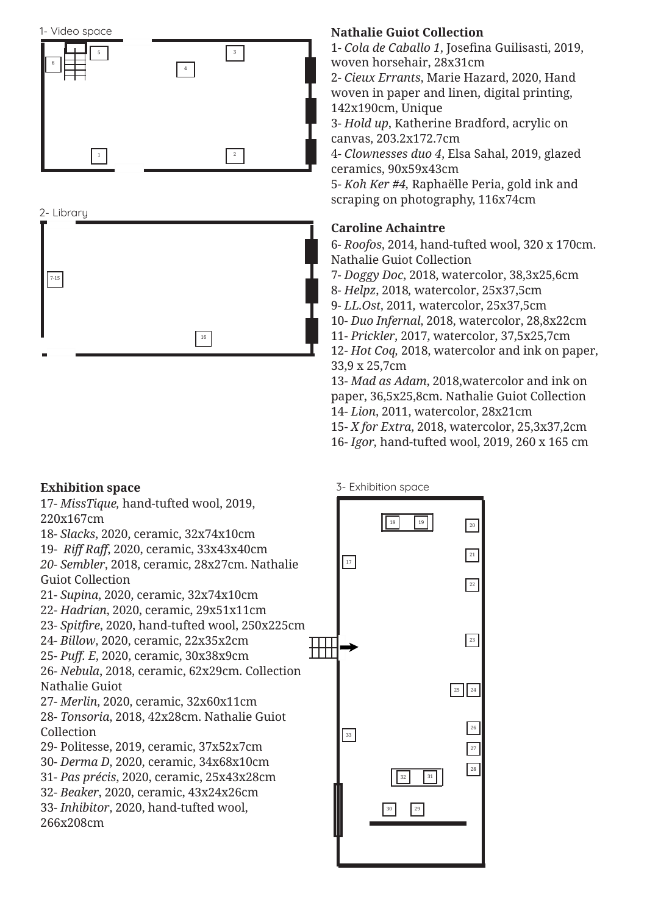1- Video space

1 2 3 4 5 6

2- Library

7-15 16

## Nathalie Guiot Collection

1- *Cola de Caballo 1*, Josefina Guilisasti, 2019, woven horsehair, 28x31cm
2- *Cieux Errants*, Marie Hazard, 2020, Hand woven in paper and linen, digital printing, 142x190cm, Unique
3- *Hold up*, Katherine Bradford, acrylic on canvas, 203.2x172.7cm
4- *Clownesses duo 4*, Elsa Sahal, 2019, glazed ceramics, 90x59x43cm
5- *Koh Ker #4*, Raphaëlle Peria, gold ink and scraping on photography, 116x74cm

## Caroline Achaintre

6- *Roofos*, 2014, hand-tufted wool, 320 x 170cm. Nathalie Guiot Collection
7- *Doggy Doc*, 2018, watercolor, 38,3x25,6cm
8- *Helpz*, 2018, watercolor, 25x37,5cm
9- *LL.Ost*, 2011, watercolor, 25x37,5cm
10- *Duo Infernal*, 2018, watercolor, 28,8x22cm
11- *Prickler*, 2017, watercolor, 37,5x25,7cm
12- *Hot Coq*, 2018, watercolor and ink on paper, 33,9 x 25,7cm
13- *Mad as Adam*, 2018,watercolor and ink on paper, 36,5x25,8cm. Nathalie Guiot Collection
14- *Lion*, 2011, watercolor, 28x21cm
15- *X for Extra*, 2018, watercolor, 25,3x37,2cm
16- *Igor*, hand-tufted wool, 2019, 260 x 165 cm

## Exhibition space

17- *MissTique*, hand-tufted wool, 2019, 220x167cm
18- *Slacks*, 2020, ceramic, 32x74x10cm
19- *Riff Raff*, 2020, ceramic, 33x43x40cm
*20- Sembler*, 2018, ceramic, 28x27cm. Nathalie Guiot Collection
21- *Supina*, 2020, ceramic, 32x74x10cm
22- *Hadrian*, 2020, ceramic, 29x51x11cm
23- *Spitfire*, 2020, hand-tufted wool, 250x225cm
24- *Billow*, 2020, ceramic, 22x35x2cm
25- *Puff. E*, 2020, ceramic, 30x38x9cm
26- *Nebula*, 2018, ceramic, 62x29cm. Collection Nathalie Guiot
27- *Merlin*, 2020, ceramic, 32x60x11cm
28- *Tonsoria*, 2018, 42x28cm. Nathalie Guiot Collection
29- Politesse, 2019, ceramic, 37x52x7cm
30- *Derma D*, 2020, ceramic, 34x68x10cm
31- *Pas précis*, 2020, ceramic, 25x43x28cm
32- *Beaker*, 2020, ceramic, 43x24x26cm
33- *Inhibitor*, 2020, hand-tufted wool, 266x208cm

3- Exhibition space

18 19 20 21 17 22 23 25 24 26 33 27 28 32 31 30 29